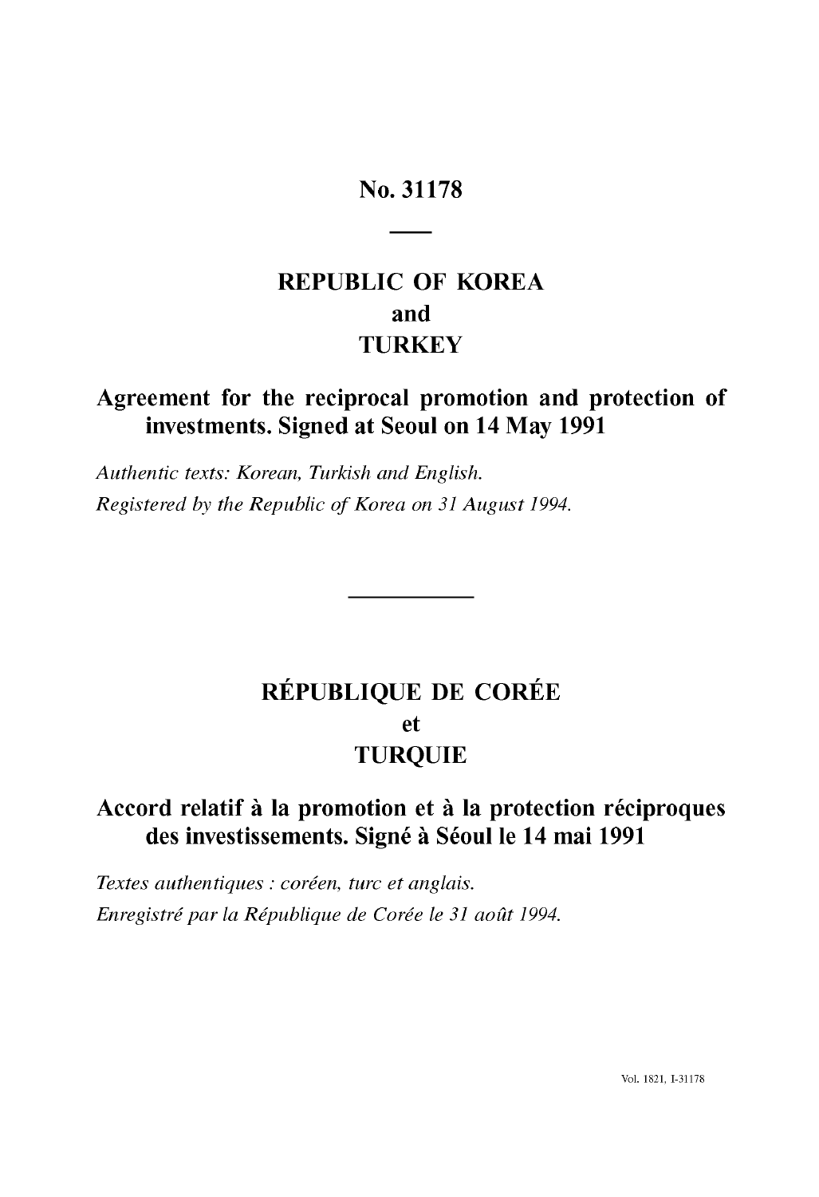# No. 31178

## REPUBLIC OF KOREA
## and
## TURKEY

## Agreement for the reciprocal promotion and protection of investments. Signed at Seoul on 14 May 1991

*Authentic texts: Korean, Turkish and English.*

*Registered by the Republic of Korea on 31 August 1994.*

---

## RÉPUBLIQUE DE CORÉE
## et
## TURQUIE

## Accord relatif à la promotion et à la protection réciproques des investissements. Signé à Séoul le 14 mai 1991

*Textes authentiques : coréen, turc et anglais.*

*Enregistré par la République de Corée le 31 août 1994.*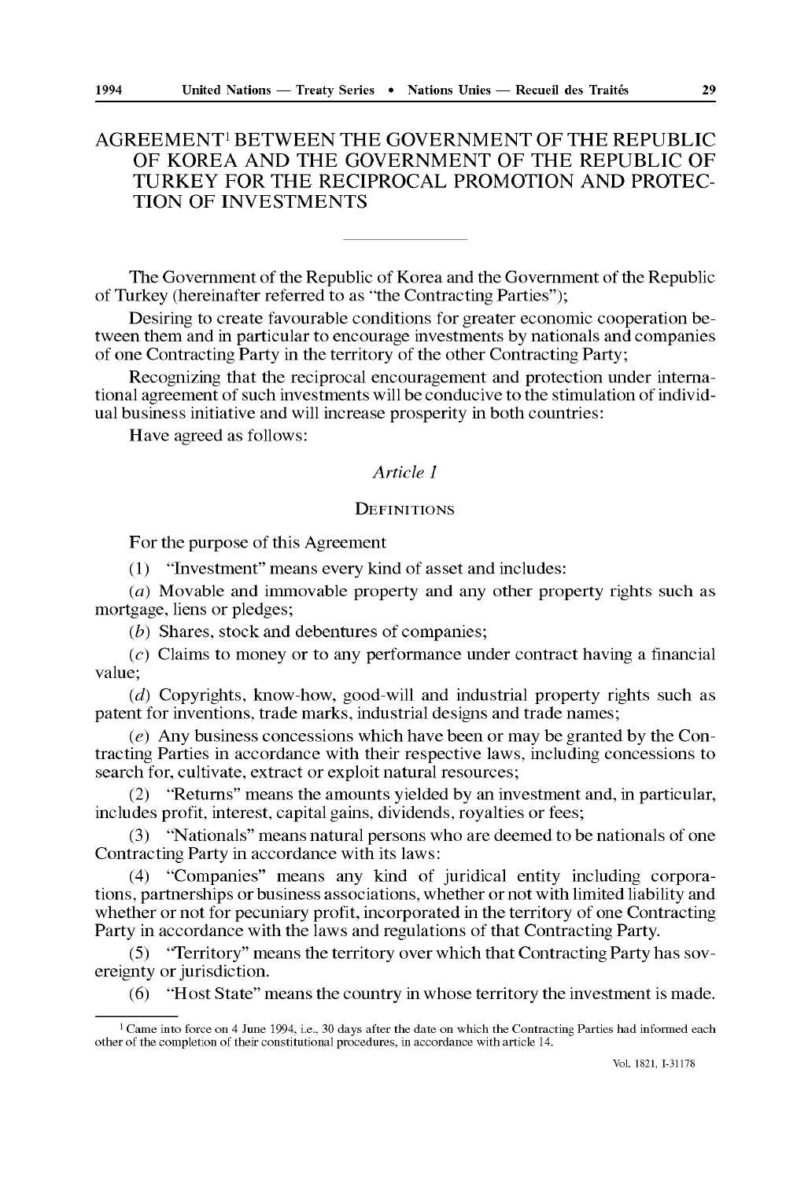# AGREEMENT[1] BETWEEN THE GOVERNMENT OF THE REPUBLIC OF KOREA AND THE GOVERNMENT OF THE REPUBLIC OF TURKEY FOR THE RECIPROCAL PROMOTION AND PROTECTION OF INVESTMENTS

The Government of the Republic of Korea and the Government of the Republic of Turkey (hereinafter referred to as "the Contracting Parties");

Desiring to create favourable conditions for greater economic cooperation between them and in particular to encourage investments by nationals and companies of one Contracting Party in the territory of the other Contracting Party;

Recognizing that the reciprocal encouragement and protection under international agreement of such investments will be conducive to the stimulation of individual business initiative and will increase prosperity in both countries:

Have agreed as follows:

## *Article 1*

### DEFINITIONS

For the purpose of this Agreement

(1) "Investment" means every kind of asset and includes:

(*a*) Movable and immovable property and any other property rights such as mortgage, liens or pledges;

(*b*) Shares, stock and debentures of companies;

(*c*) Claims to money or to any performance under contract having a financial value;

(*d*) Copyrights, know-how, good-will and industrial property rights such as patent for inventions, trade marks, industrial designs and trade names;

(*e*) Any business concessions which have been or may be granted by the Contracting Parties in accordance with their respective laws, including concessions to search for, cultivate, extract or exploit natural resources;

(2) "Returns" means the amounts yielded by an investment and, in particular, includes profit, interest, capital gains, dividends, royalties or fees;

(3) "Nationals" means natural persons who are deemed to be nationals of one Contracting Party in accordance with its laws:

(4) "Companies" means any kind of juridical entity including corporations, partnerships or business associations, whether or not with limited liability and whether or not for pecuniary profit, incorporated in the territory of one Contracting Party in accordance with the laws and regulations of that Contracting Party.

(5) "Territory" means the territory over which that Contracting Party has sovereignty or jurisdiction.

(6) "Host State" means the country in whose territory the investment is made.

---

[1] Came into force on 4 June 1994, i.e., 30 days after the date on which the Contracting Parties had informed each other of the completion of their constitutional procedures, in accordance with article 14.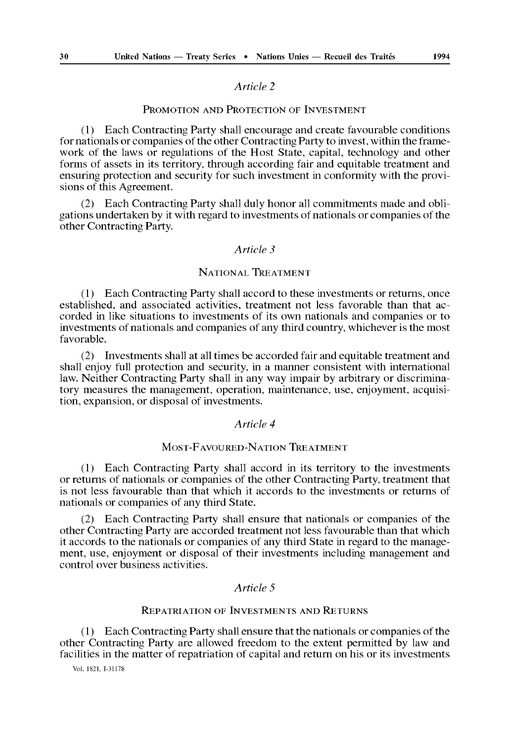### *Article 2*

PROMOTION AND PROTECTION OF INVESTMENT

(1) Each Contracting Party shall encourage and create favourable conditions for nationals or companies of the other Contracting Party to invest, within the framework of the laws or regulations of the Host State, capital, technology and other forms of assets in its territory, through according fair and equitable treatment and ensuring protection and security for such investment in conformity with the provisions of this Agreement.

(2) Each Contracting Party shall duly honor all commitments made and obligations undertaken by it with regard to investments of nationals or companies of the other Contracting Party.

### *Article 3*

NATIONAL TREATMENT

(1) Each Contracting Party shall accord to these investments or returns, once established, and associated activities, treatment not less favorable than that accorded in like situations to investments of its own nationals and companies or to investments of nationals and companies of any third country, whichever is the most favorable.

(2) Investments shall at all times be accorded fair and equitable treatment and shall enjoy full protection and security, in a manner consistent with international law. Neither Contracting Party shall in any way impair by arbitrary or discriminatory measures the management, operation, maintenance, use, enjoyment, acquisition, expansion, or disposal of investments.

### *Article 4*

MOST-FAVOURED-NATION TREATMENT

(1) Each Contracting Party shall accord in its territory to the investments or returns of nationals or companies of the other Contracting Party, treatment that is not less favourable than that which it accords to the investments or returns of nationals or companies of any third State.

(2) Each Contracting Party shall ensure that nationals or companies of the other Contracting Party are accorded treatment not less favourable than that which it accords to the nationals or companies of any third State in regard to the management, use, enjoyment or disposal of their investments including management and control over business activities.

### *Article 5*

REPATRIATION OF INVESTMENTS AND RETURNS

(1) Each Contracting Party shall ensure that the nationals or companies of the other Contracting Party are allowed freedom to the extent permitted by law and facilities in the matter of repatriation of capital and return on his or its investments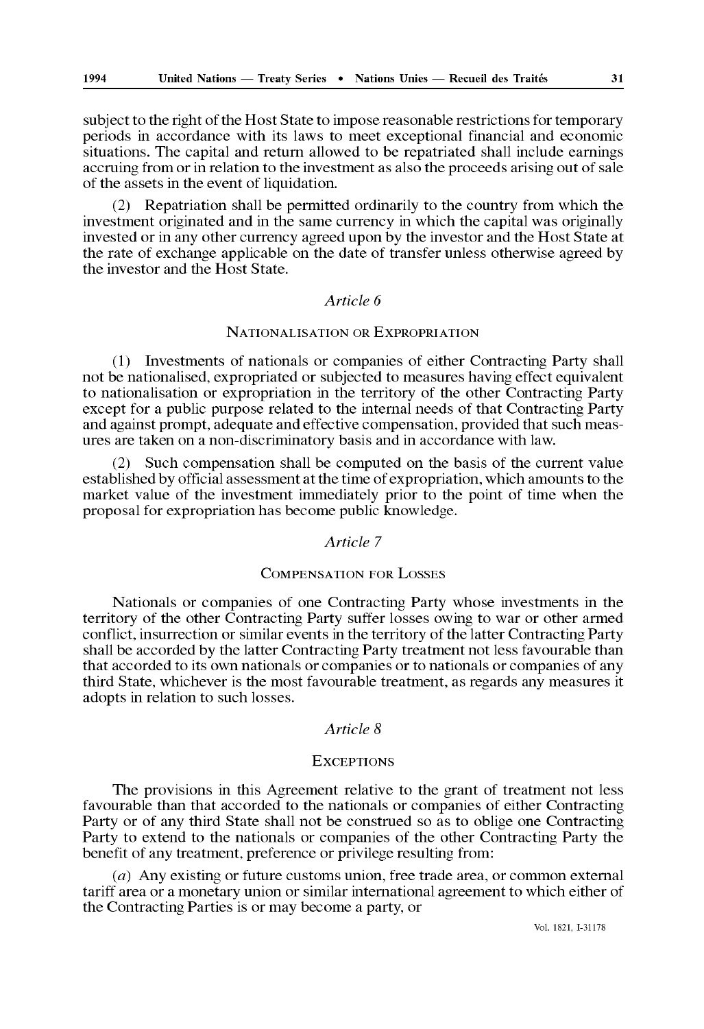subject to the right of the Host State to impose reasonable restrictions for temporary periods in accordance with its laws to meet exceptional financial and economic situations. The capital and return allowed to be repatriated shall include earnings accruing from or in relation to the investment as also the proceeds arising out of sale of the assets in the event of liquidation.

(2) Repatriation shall be permitted ordinarily to the country from which the investment originated and in the same currency in which the capital was originally invested or in any other currency agreed upon by the investor and the Host State at the rate of exchange applicable on the date of transfer unless otherwise agreed by the investor and the Host State.

## *Article 6*

### NATIONALISATION OR EXPROPRIATION

(1) Investments of nationals or companies of either Contracting Party shall not be nationalised, expropriated or subjected to measures having effect equivalent to nationalisation or expropriation in the territory of the other Contracting Party except for a public purpose related to the internal needs of that Contracting Party and against prompt, adequate and effective compensation, provided that such measures are taken on a non-discriminatory basis and in accordance with law.

(2) Such compensation shall be computed on the basis of the current value established by official assessment at the time of expropriation, which amounts to the market value of the investment immediately prior to the point of time when the proposal for expropriation has become public knowledge.

## *Article 7*

### COMPENSATION FOR LOSSES

Nationals or companies of one Contracting Party whose investments in the territory of the other Contracting Party suffer losses owing to war or other armed conflict, insurrection or similar events in the territory of the latter Contracting Party shall be accorded by the latter Contracting Party treatment not less favourable than that accorded to its own nationals or companies or to nationals or companies of any third State, whichever is the most favourable treatment, as regards any measures it adopts in relation to such losses.

## *Article 8*

### EXCEPTIONS

The provisions in this Agreement relative to the grant of treatment not less favourable than that accorded to the nationals or companies of either Contracting Party or of any third State shall not be construed so as to oblige one Contracting Party to extend to the nationals or companies of the other Contracting Party the benefit of any treatment, preference or privilege resulting from:

(*a*) Any existing or future customs union, free trade area, or common external tariff area or a monetary union or similar international agreement to which either of the Contracting Parties is or may become a party, or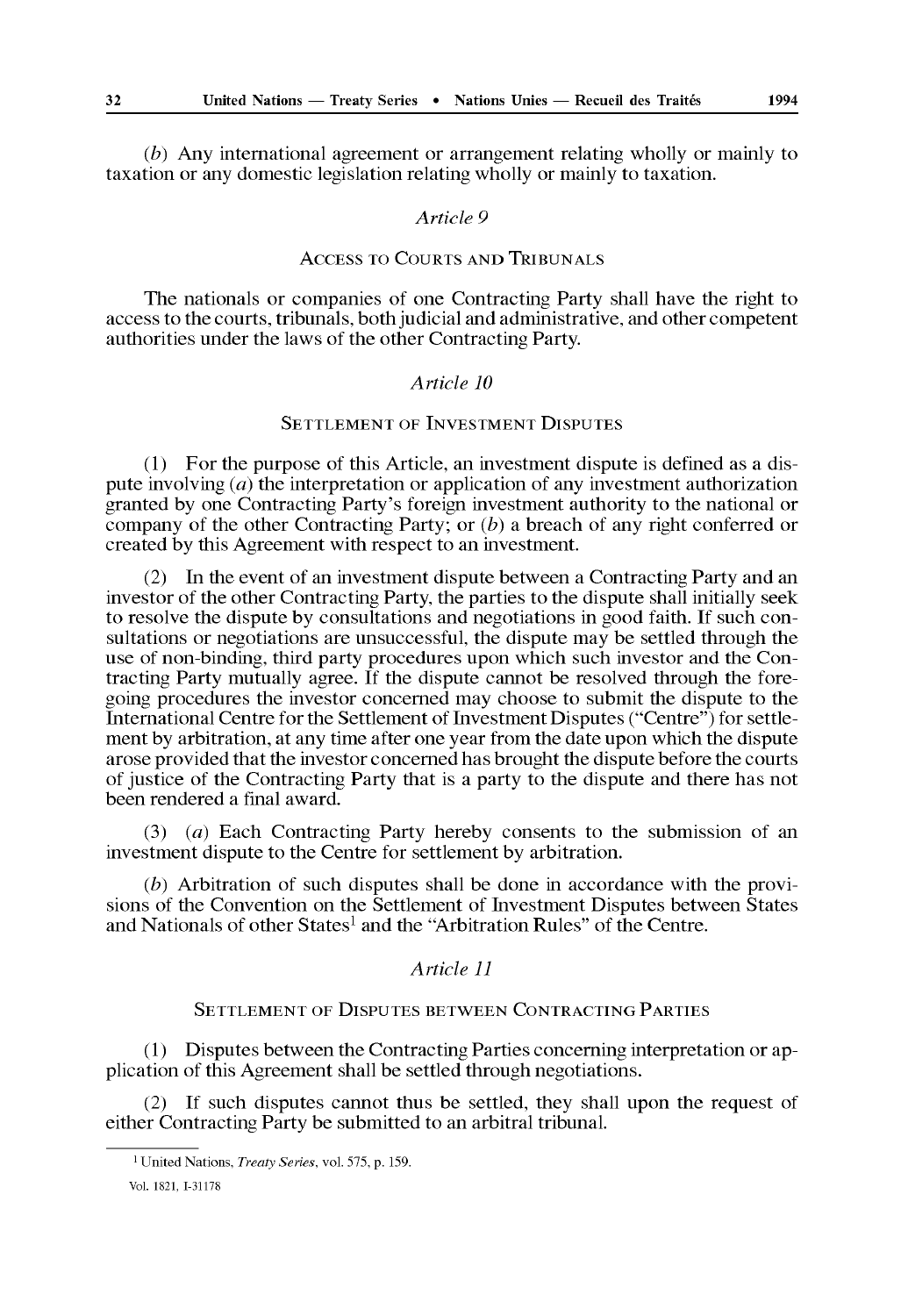(*b*) Any international agreement or arrangement relating wholly or mainly to taxation or any domestic legislation relating wholly or mainly to taxation.

### *Article 9*

### ACCESS TO COURTS AND TRIBUNALS

The nationals or companies of one Contracting Party shall have the right to access to the courts, tribunals, both judicial and administrative, and other competent authorities under the laws of the other Contracting Party.

### *Article 10*

### SETTLEMENT OF INVESTMENT DISPUTES

(1) For the purpose of this Article, an investment dispute is defined as a dispute involving (*a*) the interpretation or application of any investment authorization granted by one Contracting Party's foreign investment authority to the national or company of the other Contracting Party; or (*b*) a breach of any right conferred or created by this Agreement with respect to an investment.

(2) In the event of an investment dispute between a Contracting Party and an investor of the other Contracting Party, the parties to the dispute shall initially seek to resolve the dispute by consultations and negotiations in good faith. If such consultations or negotiations are unsuccessful, the dispute may be settled through the use of non-binding, third party procedures upon which such investor and the Contracting Party mutually agree. If the dispute cannot be resolved through the foregoing procedures the investor concerned may choose to submit the dispute to the International Centre for the Settlement of Investment Disputes ("Centre") for settlement by arbitration, at any time after one year from the date upon which the dispute arose provided that the investor concerned has brought the dispute before the courts of justice of the Contracting Party that is a party to the dispute and there has not been rendered a final award.

(3) (*a*) Each Contracting Party hereby consents to the submission of an investment dispute to the Centre for settlement by arbitration.

(*b*) Arbitration of such disputes shall be done in accordance with the provisions of the Convention on the Settlement of Investment Disputes between States and Nationals of other States[1] and the "Arbitration Rules" of the Centre.

### *Article 11*

### SETTLEMENT OF DISPUTES BETWEEN CONTRACTING PARTIES

(1) Disputes between the Contracting Parties concerning interpretation or application of this Agreement shall be settled through negotiations.

(2) If such disputes cannot thus be settled, they shall upon the request of either Contracting Party be submitted to an arbitral tribunal.

---

[1] United Nations, *Treaty Series*, vol. 575, p. 159.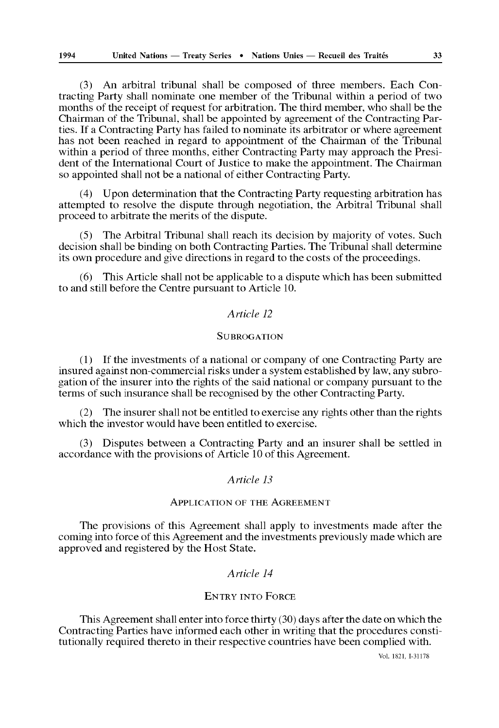(3) An arbitral tribunal shall be composed of three members. Each Contracting Party shall nominate one member of the Tribunal within a period of two months of the receipt of request for arbitration. The third member, who shall be the Chairman of the Tribunal, shall be appointed by agreement of the Contracting Parties. If a Contracting Party has failed to nominate its arbitrator or where agreement has not been reached in regard to appointment of the Chairman of the Tribunal within a period of three months, either Contracting Party may approach the President of the International Court of Justice to make the appointment. The Chairman so appointed shall not be a national of either Contracting Party.

(4) Upon determination that the Contracting Party requesting arbitration has attempted to resolve the dispute through negotiation, the Arbitral Tribunal shall proceed to arbitrate the merits of the dispute.

(5) The Arbitral Tribunal shall reach its decision by majority of votes. Such decision shall be binding on both Contracting Parties. The Tribunal shall determine its own procedure and give directions in regard to the costs of the proceedings.

(6) This Article shall not be applicable to a dispute which has been submitted to and still before the Centre pursuant to Article 10.

### *Article 12*

#### SUBROGATION

(1) If the investments of a national or company of one Contracting Party are insured against non-commercial risks under a system established by law, any subrogation of the insurer into the rights of the said national or company pursuant to the terms of such insurance shall be recognised by the other Contracting Party.

(2) The insurer shall not be entitled to exercise any rights other than the rights which the investor would have been entitled to exercise.

(3) Disputes between a Contracting Party and an insurer shall be settled in accordance with the provisions of Article 10 of this Agreement.

### *Article 13*

#### APPLICATION OF THE AGREEMENT

The provisions of this Agreement shall apply to investments made after the coming into force of this Agreement and the investments previously made which are approved and registered by the Host State.

### *Article 14*

#### ENTRY INTO FORCE

This Agreement shall enter into force thirty (30) days after the date on which the Contracting Parties have informed each other in writing that the procedures constitutionally required thereto in their respective countries have been complied with.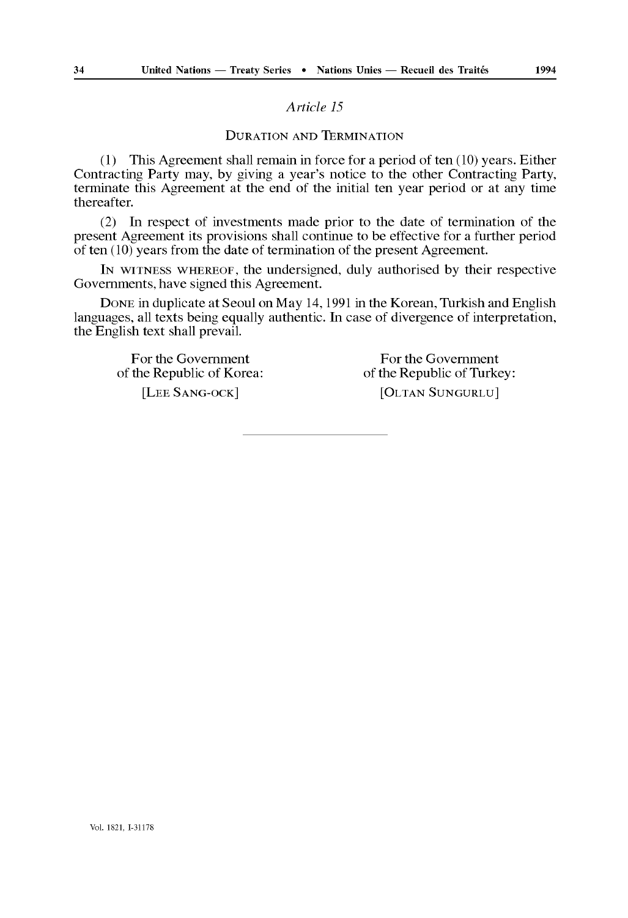*Article 15*

DURATION AND TERMINATION

(1) This Agreement shall remain in force for a period of ten (10) years. Either Contracting Party may, by giving a year's notice to the other Contracting Party, terminate this Agreement at the end of the initial ten year period or at any time thereafter.

(2) In respect of investments made prior to the date of termination of the present Agreement its provisions shall continue to be effective for a further period of ten (10) years from the date of termination of the present Agreement.

IN WITNESS WHEREOF, the undersigned, duly authorised by their respective Governments, have signed this Agreement.

DONE in duplicate at Seoul on May 14, 1991 in the Korean, Turkish and English languages, all texts being equally authentic. In case of divergence of interpretation, the English text shall prevail.

| | |
|---|---|
| For the Government of the Republic of Korea: | For the Government of the Republic of Turkey: |
| [LEE SANG-OCK] | [OLTAN SUNGURLU] |